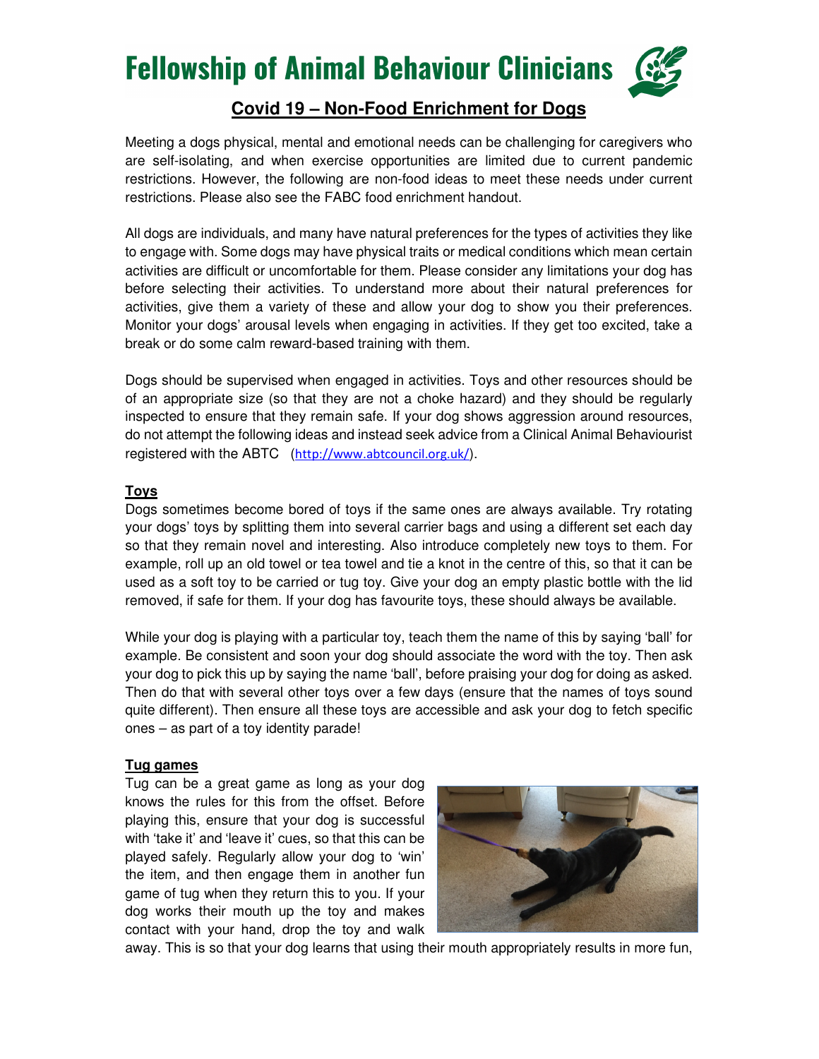# Fellowship of Animal Behaviour Clinicians

## Covid 19 – Non-Food Enrichment for Dogs

Meeting a dogs physical, mental and emotional needs can be challenging for caregivers who are self-isolating, and when exercise opportunities are limited due to current pandemic restrictions. However, the following are non-food ideas to meet these needs under current restrictions. Please also see the FABC food enrichment handout.

All dogs are individuals, and many have natural preferences for the types of activities they like to engage with. Some dogs may have physical traits or medical conditions which mean certain activities are difficult or uncomfortable for them. Please consider any limitations your dog has before selecting their activities. To understand more about their natural preferences for activities, give them a variety of these and allow your dog to show you their preferences. Monitor your dogs' arousal levels when engaging in activities. If they get too excited, take a break or do some calm reward-based training with them.

Dogs should be supervised when engaged in activities. Toys and other resources should be of an appropriate size (so that they are not a choke hazard) and they should be regularly inspected to ensure that they remain safe. If your dog shows aggression around resources, do not attempt the following ideas and instead seek advice from a Clinical Animal Behaviourist registered with the ABTC (http://www.abtcouncil.org.uk/).

### Toys

Dogs sometimes become bored of toys if the same ones are always available. Try rotating your dogs' toys by splitting them into several carrier bags and using a different set each day so that they remain novel and interesting. Also introduce completely new toys to them. For example, roll up an old towel or tea towel and tie a knot in the centre of this, so that it can be used as a soft toy to be carried or tug toy. Give your dog an empty plastic bottle with the lid removed, if safe for them. If your dog has favourite toys, these should always be available.

While your dog is playing with a particular toy, teach them the name of this by saying 'ball' for example. Be consistent and soon your dog should associate the word with the toy. Then ask your dog to pick this up by saying the name 'ball', before praising your dog for doing as asked. Then do that with several other toys over a few days (ensure that the names of toys sound quite different). Then ensure all these toys are accessible and ask your dog to fetch specific ones – as part of a toy identity parade!

### Tug games

Tug can be a great game as long as your dog knows the rules for this from the offset. Before playing this, ensure that your dog is successful with 'take it' and 'leave it' cues, so that this can be played safely. Regularly allow your dog to 'win' the item, and then engage them in another fun game of tug when they return this to you. If your dog works their mouth up the toy and makes contact with your hand, drop the toy and walk away. This is so that your dog learns that using their mouth appropriately results in more fun,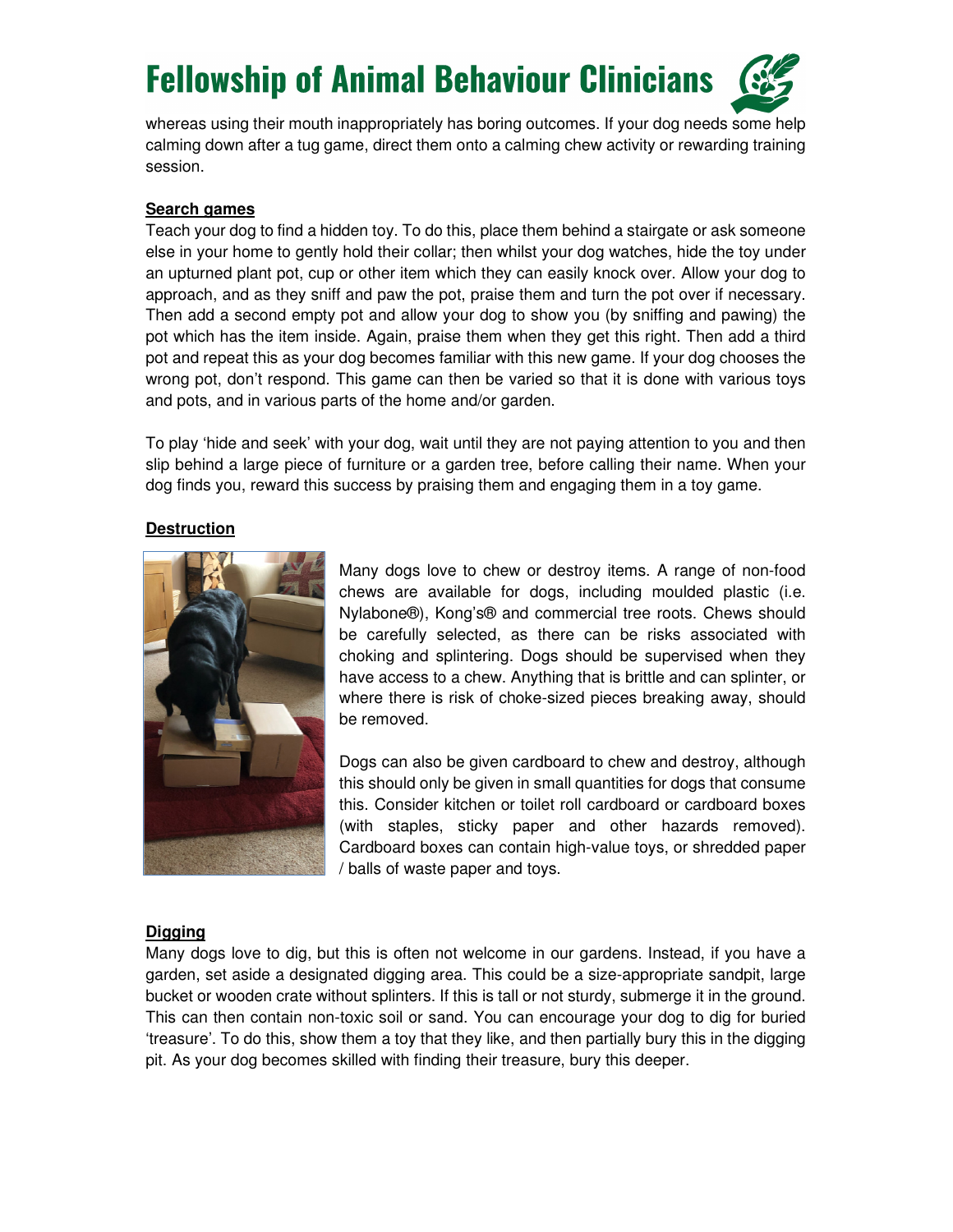whereas using their mouth inappropriately has boring outcomes. If your dog needs some help calming down after a tug game, direct them onto a calming chew activity or rewarding training session.

### Search games

Teach your dog to find a hidden toy. To do this, place them behind a stairgate or ask someone else in your home to gently hold their collar; then whilst your dog watches, hide the toy under an upturned plant pot, cup or other item which they can easily knock over. Allow your dog to approach, and as they sniff and paw the pot, praise them and turn the pot over if necessary. Then add a second empty pot and allow your dog to show you (by sniffing and pawing) the pot which has the item inside. Again, praise them when they get this right. Then add a third pot and repeat this as your dog becomes familiar with this new game. If your dog chooses the wrong pot, don't respond. This game can then be varied so that it is done with various toys and pots, and in various parts of the home and/or garden.

To play 'hide and seek' with your dog, wait until they are not paying attention to you and then slip behind a large piece of furniture or a garden tree, before calling their name. When your dog finds you, reward this success by praising them and engaging them in a toy game.

### Destruction

Many dogs love to chew or destroy items. A range of non-food chews are available for dogs, including moulded plastic (i.e. Nylabone®), Kong's® and commercial tree roots. Chews should be carefully selected, as there can be risks associated with choking and splintering. Dogs should be supervised when they have access to a chew. Anything that is brittle and can splinter, or where there is risk of choke-sized pieces breaking away, should be removed.

Dogs can also be given cardboard to chew and destroy, although this should only be given in small quantities for dogs that consume this. Consider kitchen or toilet roll cardboard or cardboard boxes (with staples, sticky paper and other hazards removed). Cardboard boxes can contain high-value toys, or shredded paper / balls of waste paper and toys.

### Digging

Many dogs love to dig, but this is often not welcome in our gardens. Instead, if you have a garden, set aside a designated digging area. This could be a size-appropriate sandpit, large bucket or wooden crate without splinters. If this is tall or not sturdy, submerge it in the ground. This can then contain non-toxic soil or sand. You can encourage your dog to dig for buried 'treasure'. To do this, show them a toy that they like, and then partially bury this in the digging pit. As your dog becomes skilled with finding their treasure, bury this deeper.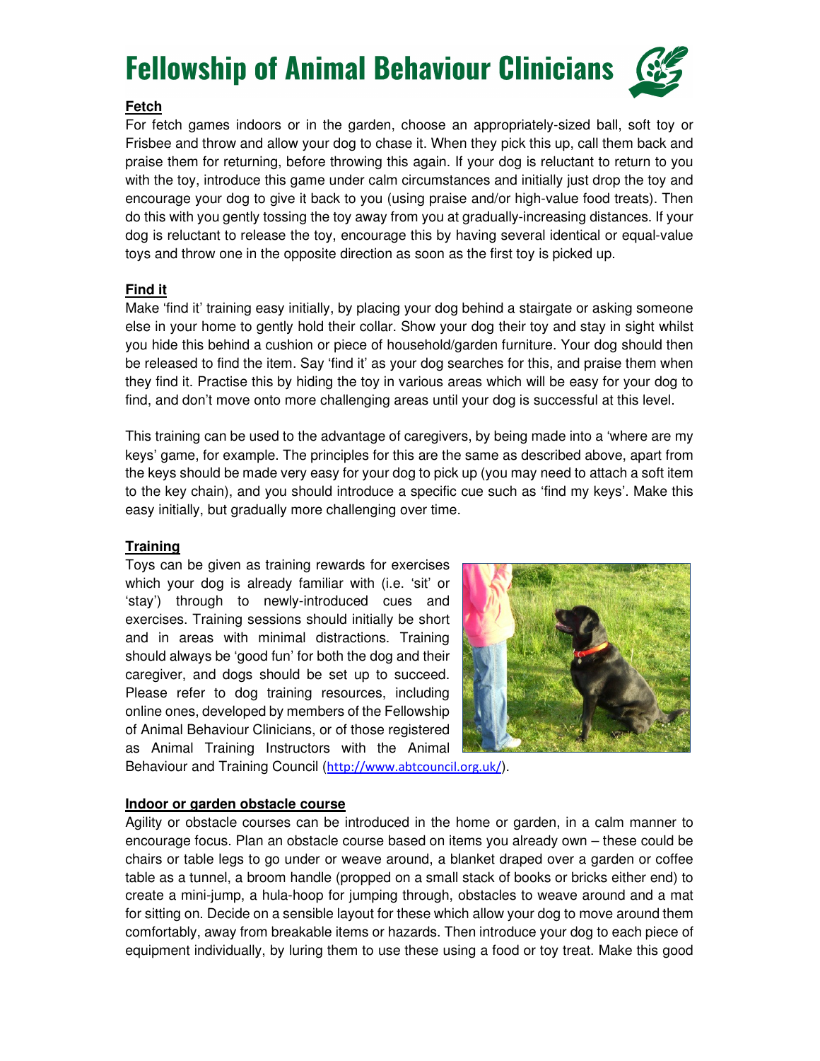### Fetch

For fetch games indoors or in the garden, choose an appropriately-sized ball, soft toy or Frisbee and throw and allow your dog to chase it. When they pick this up, call them back and praise them for returning, before throwing this again. If your dog is reluctant to return to you with the toy, introduce this game under calm circumstances and initially just drop the toy and encourage your dog to give it back to you (using praise and/or high-value food treats). Then do this with you gently tossing the toy away from you at gradually-increasing distances. If your dog is reluctant to release the toy, encourage this by having several identical or equal-value toys and throw one in the opposite direction as soon as the first toy is picked up.

### Find it

Make 'find it' training easy initially, by placing your dog behind a stairgate or asking someone else in your home to gently hold their collar. Show your dog their toy and stay in sight whilst you hide this behind a cushion or piece of household/garden furniture. Your dog should then be released to find the item. Say 'find it' as your dog searches for this, and praise them when they find it. Practise this by hiding the toy in various areas which will be easy for your dog to find, and don't move onto more challenging areas until your dog is successful at this level.

This training can be used to the advantage of caregivers, by being made into a 'where are my keys' game, for example. The principles for this are the same as described above, apart from the keys should be made very easy for your dog to pick up (you may need to attach a soft item to the key chain), and you should introduce a specific cue such as 'find my keys'. Make this easy initially, but gradually more challenging over time.

### Training

Toys can be given as training rewards for exercises which your dog is already familiar with (i.e. 'sit' or 'stay') through to newly-introduced cues and exercises. Training sessions should initially be short and in areas with minimal distractions. Training should always be 'good fun' for both the dog and their caregiver, and dogs should be set up to succeed. Please refer to dog training resources, including online ones, developed by members of the Fellowship of Animal Behaviour Clinicians, or of those registered as Animal Training Instructors with the Animal Behaviour and Training Council (http://www.abtcouncil.org.uk/).

### Indoor or garden obstacle course

Agility or obstacle courses can be introduced in the home or garden, in a calm manner to encourage focus. Plan an obstacle course based on items you already own – these could be chairs or table legs to go under or weave around, a blanket draped over a garden or coffee table as a tunnel, a broom handle (propped on a small stack of books or bricks either end) to create a mini-jump, a hula-hoop for jumping through, obstacles to weave around and a mat for sitting on. Decide on a sensible layout for these which allow your dog to move around them comfortably, away from breakable items or hazards. Then introduce your dog to each piece of equipment individually, by luring them to use these using a food or toy treat. Make this good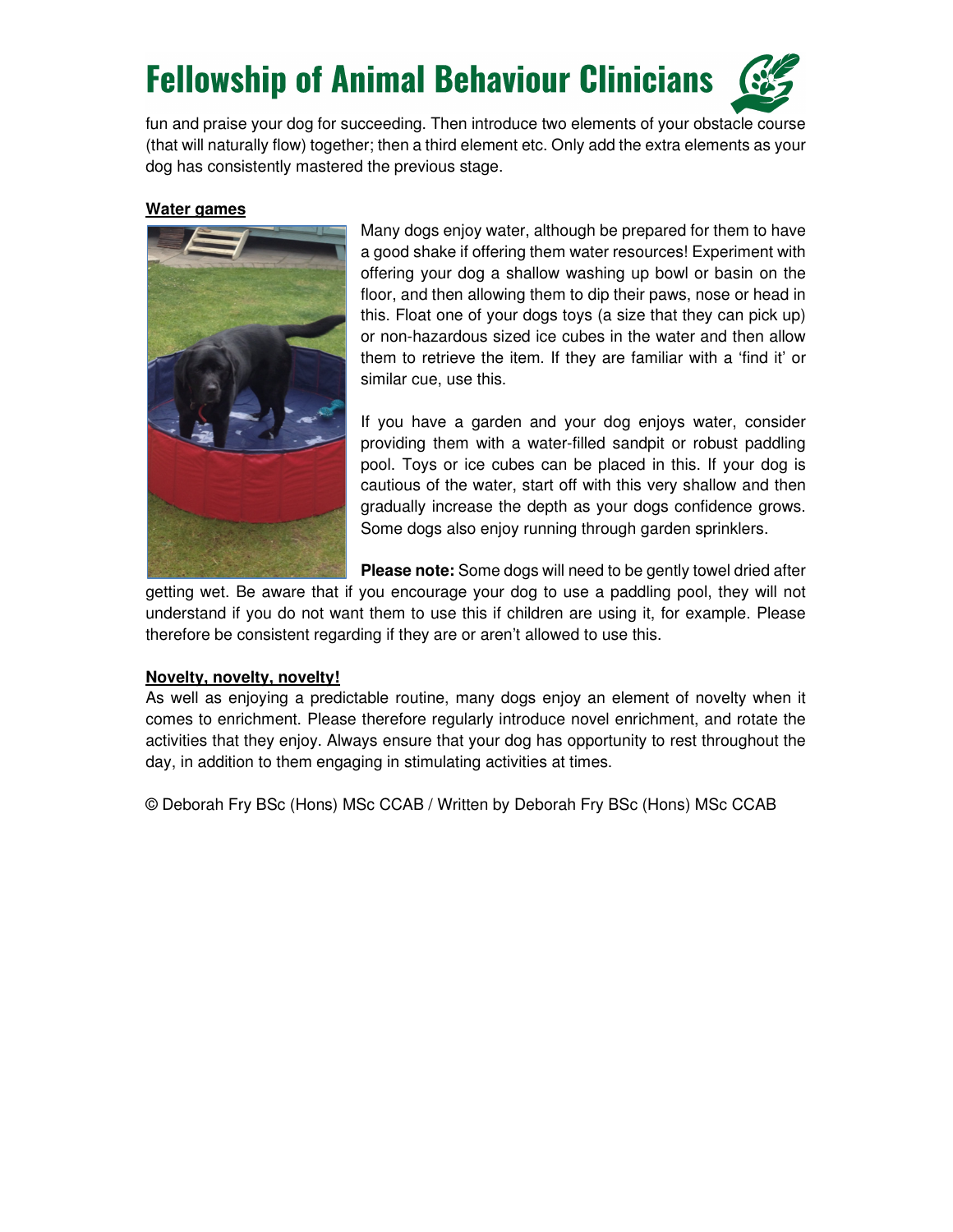fun and praise your dog for succeeding. Then introduce two elements of your obstacle course (that will naturally flow) together; then a third element etc. Only add the extra elements as your dog has consistently mastered the previous stage.

**Water games**

Many dogs enjoy water, although be prepared for them to have a good shake if offering them water resources! Experiment with offering your dog a shallow washing up bowl or basin on the floor, and then allowing them to dip their paws, nose or head in this. Float one of your dogs toys (a size that they can pick up) or non-hazardous sized ice cubes in the water and then allow them to retrieve the item. If they are familiar with a 'find it' or similar cue, use this.

If you have a garden and your dog enjoys water, consider providing them with a water-filled sandpit or robust paddling pool. Toys or ice cubes can be placed in this. If your dog is cautious of the water, start off with this very shallow and then gradually increase the depth as your dogs confidence grows. Some dogs also enjoy running through garden sprinklers.

**Please note:** Some dogs will need to be gently towel dried after getting wet. Be aware that if you encourage your dog to use a paddling pool, they will not understand if you do not want them to use this if children are using it, for example. Please therefore be consistent regarding if they are or aren't allowed to use this.

**Novelty, novelty, novelty!**

As well as enjoying a predictable routine, many dogs enjoy an element of novelty when it comes to enrichment. Please therefore regularly introduce novel enrichment, and rotate the activities that they enjoy. Always ensure that your dog has opportunity to rest throughout the day, in addition to them engaging in stimulating activities at times.

© Deborah Fry BSc (Hons) MSc CCAB / Written by Deborah Fry BSc (Hons) MSc CCAB